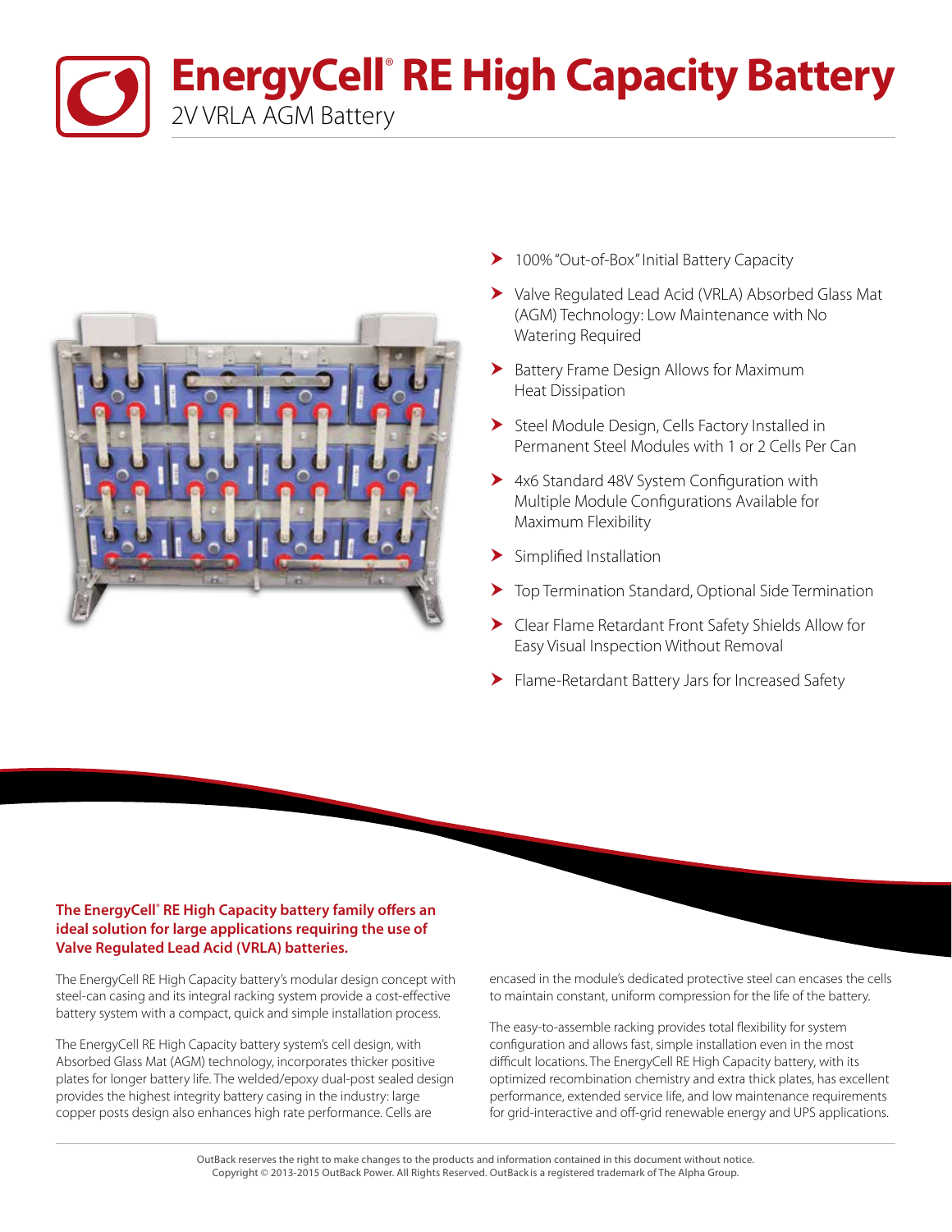# EnergyCell® RE High Capacity Battery

## 2V VRLA AGM Battery

- 100% "Out-of-Box" Initial Battery Capacity
- Valve Regulated Lead Acid (VRLA) Absorbed Glass Mat (AGM) Technology: Low Maintenance with No Watering Required
- Battery Frame Design Allows for Maximum Heat Dissipation
- Steel Module Design, Cells Factory Installed in Permanent Steel Modules with 1 or 2 Cells Per Can
- 4x6 Standard 48V System Configuration with Multiple Module Configurations Available for Maximum Flexibility
- Simplified Installation
- Top Termination Standard, Optional Side Termination
- Clear Flame Retardant Front Safety Shields Allow for Easy Visual Inspection Without Removal
- Flame-Retardant Battery Jars for Increased Safety

**The EnergyCell® RE High Capacity battery family offers an ideal solution for large applications requiring the use of Valve Regulated Lead Acid (VRLA) batteries.**

The EnergyCell RE High Capacity battery's modular design concept with steel-can casing and its integral racking system provide a cost-effective battery system with a compact, quick and simple installation process.

The EnergyCell RE High Capacity battery system's cell design, with Absorbed Glass Mat (AGM) technology, incorporates thicker positive plates for longer battery life. The welded/epoxy dual-post sealed design provides the highest integrity battery casing in the industry: large copper posts design also enhances high rate performance. Cells are encased in the module's dedicated protective steel can encases the cells to maintain constant, uniform compression for the life of the battery.

The easy-to-assemble racking provides total flexibility for system configuration and allows fast, simple installation even in the most difficult locations. The EnergyCell RE High Capacity battery, with its optimized recombination chemistry and extra thick plates, has excellent performance, extended service life, and low maintenance requirements for grid-interactive and off-grid renewable energy and UPS applications.

OutBack reserves the right to make changes to the products and information contained in this document without notice.
Copyright © 2013-2015 OutBack Power. All Rights Reserved. OutBack is a registered trademark of The Alpha Group.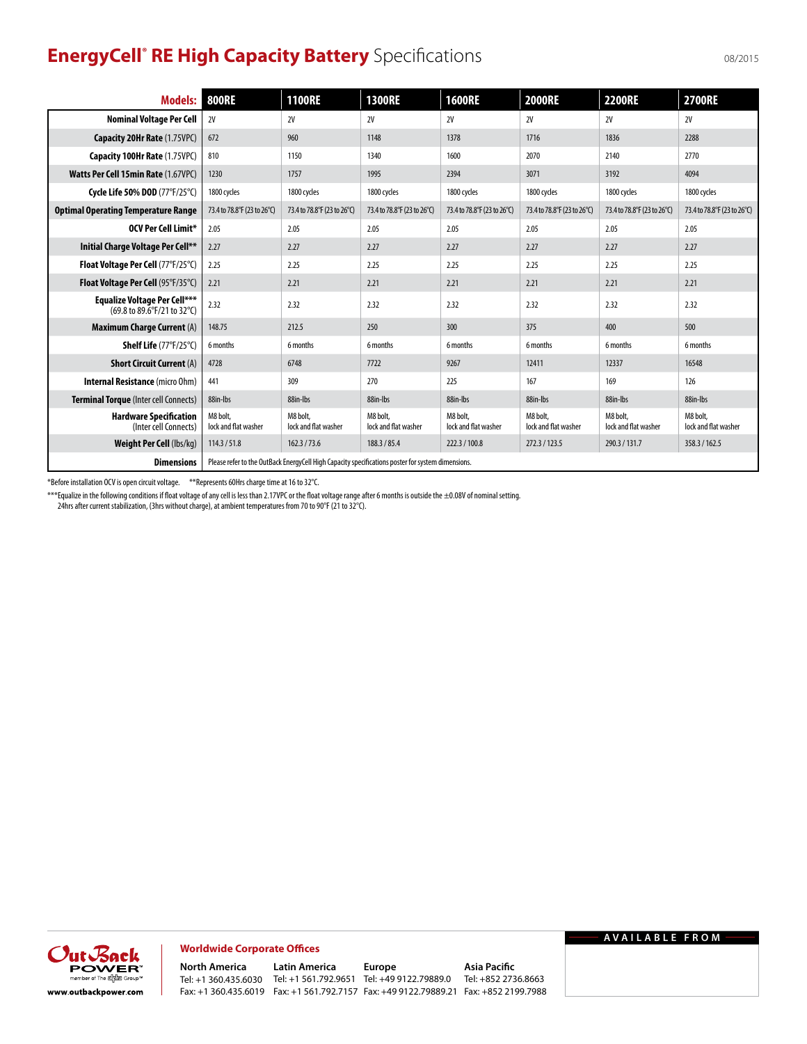# **EnergyCell® RE High Capacity Battery** Specifications

08/2015

| **Models:** | **800RE** | **1100RE** | **1300RE** | **1600RE** | **2000RE** | **2200RE** | **2700RE** |
|---|---|---|---|---|---|---|---|
| **Nominal Voltage Per Cell** | 2V | 2V | 2V | 2V | 2V | 2V | 2V |
| **Capacity 20Hr Rate** (1.75VPC) | 672 | 960 | 1148 | 1378 | 1716 | 1836 | 2288 |
| **Capacity 100Hr Rate** (1.75VPC) | 810 | 1150 | 1340 | 1600 | 2070 | 2140 | 2770 |
| **Watts Per Cell 15min Rate** (1.67VPC) | 1230 | 1757 | 1995 | 2394 | 3071 | 3192 | 4094 |
| **Cycle Life 50% DOD** (77°F/25°C) | 1800 cycles | 1800 cycles | 1800 cycles | 1800 cycles | 1800 cycles | 1800 cycles | 1800 cycles |
| **Optimal Operating Temperature Range** | 73.4 to 78.8°F (23 to 26°C) | 73.4 to 78.8°F (23 to 26°C) | 73.4 to 78.8°F (23 to 26°C) | 73.4 to 78.8°F (23 to 26°C) | 73.4 to 78.8°F (23 to 26°C) | 73.4 to 78.8°F (23 to 26°C) | 73.4 to 78.8°F (23 to 26°C) |
| **OCV Per Cell Limit*** | 2.05 | 2.05 | 2.05 | 2.05 | 2.05 | 2.05 | 2.05 |
| **Initial Charge Voltage Per Cell**** | 2.27 | 2.27 | 2.27 | 2.27 | 2.27 | 2.27 | 2.27 |
| **Float Voltage Per Cell** (77°F/25°C) | 2.25 | 2.25 | 2.25 | 2.25 | 2.25 | 2.25 | 2.25 |
| **Float Voltage Per Cell** (95°F/35°C) | 2.21 | 2.21 | 2.21 | 2.21 | 2.21 | 2.21 | 2.21 |
| **Equalize Voltage Per Cell***** (69.8 to 89.6°F/21 to 32°C) | 2.32 | 2.32 | 2.32 | 2.32 | 2.32 | 2.32 | 2.32 |
| **Maximum Charge Current** (A) | 148.75 | 212.5 | 250 | 300 | 375 | 400 | 500 |
| **Shelf Life** (77°F/25°C) | 6 months | 6 months | 6 months | 6 months | 6 months | 6 months | 6 months |
| **Short Circuit Current** (A) | 4728 | 6748 | 7722 | 9267 | 12411 | 12337 | 16548 |
| **Internal Resistance** (micro Ohm) | 441 | 309 | 270 | 225 | 167 | 169 | 126 |
| **Terminal Torque** (Inter cell Connects) | 88in-lbs | 88in-lbs | 88in-lbs | 88in-lbs | 88in-lbs | 88in-lbs | 88in-lbs |
| **Hardware Specification** (Inter cell Connects) | M8 bolt, lock and flat washer | M8 bolt, lock and flat washer | M8 bolt, lock and flat washer | M8 bolt, lock and flat washer | M8 bolt, lock and flat washer | M8 bolt, lock and flat washer | M8 bolt, lock and flat washer |
| **Weight Per Cell** (lbs/kg) | 114.3 / 51.8 | 162.3 / 73.6 | 188.3 / 85.4 | 222.3 / 100.8 | 272.3 / 123.5 | 290.3 / 131.7 | 358.3 / 162.5 |
| **Dimensions** | Please refer to the OutBack EnergyCell High Capacity specifications poster for system dimensions. | | | | | | |

*Before installation OCV is open circuit voltage. **Represents 60Hrs charge time at 16 to 32°C.

***Equalize in the following conditions if float voltage of any cell is less than 2.17VPC or the float voltage range after 6 months is outside the ±0.08V of nominal setting. 24hrs after current stabilization, (3hrs without charge), at ambient temperatures from 70 to 90°F (21 to 32°C).

OutBack POWER
member of The Alpha Group™
www.outbackpower.com

**Worldwide Corporate Offices**

**North America**
Tel: +1 360.435.6030
Fax: +1 360.435.6019

**Latin America**
Tel: +1 561.792.9651
Fax: +1 561.792.7157

**Europe**
Tel: +49 9122.79889.0
Fax: +49 9122.79889.21

**Asia Pacific**
Tel: +852 2736.8663
Fax: +852 2199.7988

AVAILABLE FROM